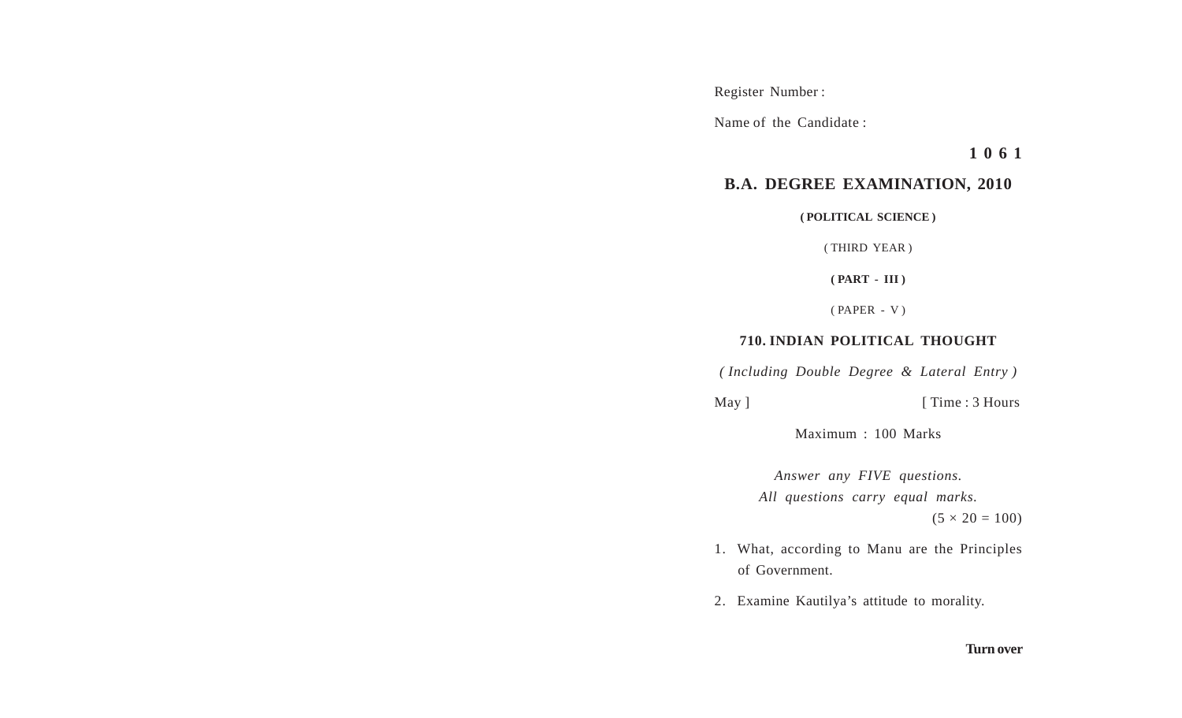Register Number :

Name of the Candidate :

**1 0 6 1**

# B.A. DEGREE EXAMINATION, 2010

**( POLITICAL SCIENCE )**

( THIRD YEAR )

**( PART - III )**

( PAPER - V )

## 710. INDIAN POLITICAL THOUGHT

*( Including Double Degree & Lateral Entry )*

May ] [ Time : 3 Hours

Maximum : 100 Marks

*Answer any FIVE questions.*
*All questions carry equal marks.*
$(5 \times 20 = 100)$

1. What, according to Manu are the Principles of Government.

2. Examine Kautilya's attitude to morality.

**Turn over**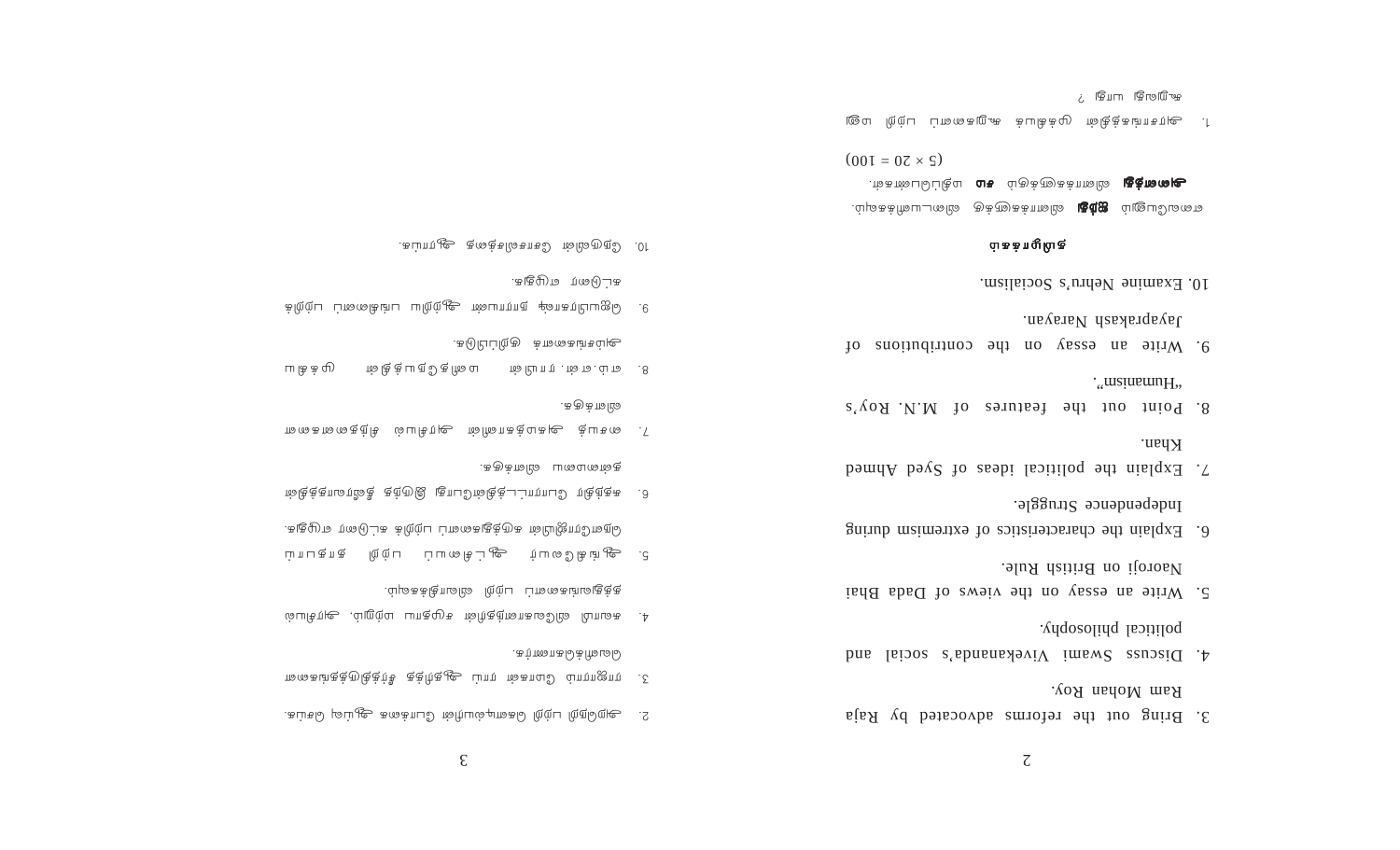3. Bring out the reforms advocated by Raja Ram Mohan Roy.

4. Discuss Swami Vivekananda's social and political philosophy.

5. Write an essay on the views of Dada Bhai Naoroji on British Rule.

6. Explain the characteristics of extremism during Independence Struggle.

7. Explain the political ideas of Syed Ahmed Khan.

8. Point out the features of M.N. Roy's "Humanism".

9. Write an essay on the contributions of Jayaprakash Narayan.

10. Examine Nehru's Socialism.

## தமிழாக்கம்

ஏதேனும் **ஐந்து** வினாக்களுக்கு விடையளிக்கவும்.

**அனைத்து** வினாக்களுக்கும் **சம** மதிப்பெண்கள்.

$(5 \times 20 = 100)$

1. அரசாங்கத்தின் முக்கிய அங்கங்களைப் பற்றி மனு கூறுவது யாது ?

2. அரசுநெறி பற்றி கௌடில்யரின் போக்கை ஆய்வு செய்க.

3. ராஜாராம் மோகன் ராய் அவர்கள் சீர்திருத்தங்களை வெளிக்கொணர்க.

4. சுவாமி விவேகானந்தரின் சமூக மற்றும் அரசியல் தத்துவங்களைப் பற்றி விவாதிக்கவும்.

5. ஆங்கிலேயர் ஆட்சியைப் பற்றி தாதாபாய் நௌரோஜியின் கருத்துக்களைப் பற்றிக் கட்டுரை எழுதுக.

6. சுதந்திர போராட்டத்தின் போது இருந்த தீவிரவாதத்தின் தன்மையை விளக்குக.

7. சையத் அஹமதுகானின் அரசியல் சிந்தனைகளை விளக்குக.

8. எம்.என். ராயின் மனிதநேயத்தின் முக்கிய அம்சங்களைக் குறிப்பிடுக.

9. ஜெயபிரகாஷ் நாராயண் அவர்களின் பங்களிப்பு பற்றிக் கட்டுரை எழுதுக.

10. நேருவின் சோசலிசத்தை ஆராய்க.